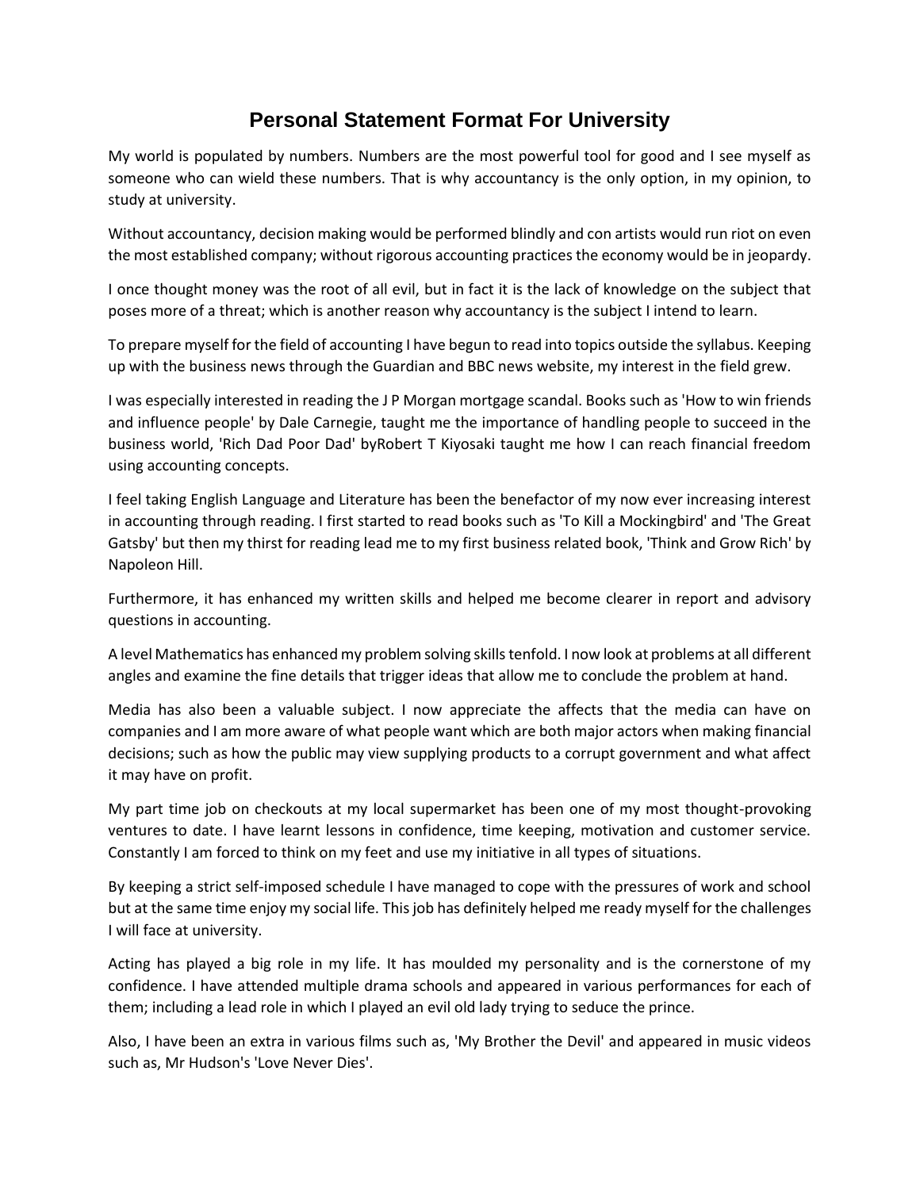# Personal Statement Format For University

My world is populated by numbers. Numbers are the most powerful tool for good and I see myself as someone who can wield these numbers. That is why accountancy is the only option, in my opinion, to study at university.

Without accountancy, decision making would be performed blindly and con artists would run riot on even the most established company; without rigorous accounting practices the economy would be in jeopardy.

I once thought money was the root of all evil, but in fact it is the lack of knowledge on the subject that poses more of a threat; which is another reason why accountancy is the subject I intend to learn.

To prepare myself for the field of accounting I have begun to read into topics outside the syllabus. Keeping up with the business news through the Guardian and BBC news website, my interest in the field grew.

I was especially interested in reading the J P Morgan mortgage scandal. Books such as 'How to win friends and influence people' by Dale Carnegie, taught me the importance of handling people to succeed in the business world, 'Rich Dad Poor Dad' byRobert T Kiyosaki taught me how I can reach financial freedom using accounting concepts.

I feel taking English Language and Literature has been the benefactor of my now ever increasing interest in accounting through reading. I first started to read books such as 'To Kill a Mockingbird' and 'The Great Gatsby' but then my thirst for reading lead me to my first business related book, 'Think and Grow Rich' by Napoleon Hill.

Furthermore, it has enhanced my written skills and helped me become clearer in report and advisory questions in accounting.

A level Mathematics has enhanced my problem solving skills tenfold. I now look at problems at all different angles and examine the fine details that trigger ideas that allow me to conclude the problem at hand.

Media has also been a valuable subject. I now appreciate the affects that the media can have on companies and I am more aware of what people want which are both major actors when making financial decisions; such as how the public may view supplying products to a corrupt government and what affect it may have on profit.

My part time job on checkouts at my local supermarket has been one of my most thought-provoking ventures to date. I have learnt lessons in confidence, time keeping, motivation and customer service. Constantly I am forced to think on my feet and use my initiative in all types of situations.

By keeping a strict self-imposed schedule I have managed to cope with the pressures of work and school but at the same time enjoy my social life. This job has definitely helped me ready myself for the challenges I will face at university.

Acting has played a big role in my life. It has moulded my personality and is the cornerstone of my confidence. I have attended multiple drama schools and appeared in various performances for each of them; including a lead role in which I played an evil old lady trying to seduce the prince.

Also, I have been an extra in various films such as, 'My Brother the Devil' and appeared in music videos such as, Mr Hudson's 'Love Never Dies'.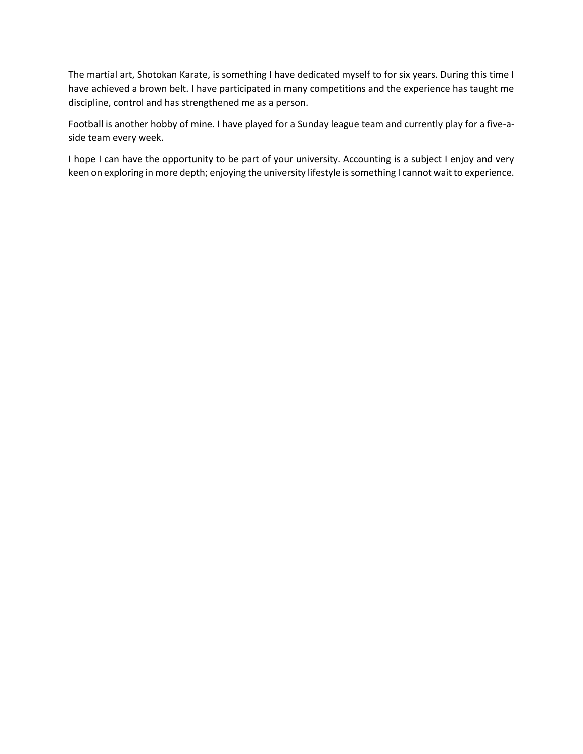The martial art, Shotokan Karate, is something I have dedicated myself to for six years. During this time I have achieved a brown belt. I have participated in many competitions and the experience has taught me discipline, control and has strengthened me as a person.

Football is another hobby of mine. I have played for a Sunday league team and currently play for a five-a-side team every week.

I hope I can have the opportunity to be part of your university. Accounting is a subject I enjoy and very keen on exploring in more depth; enjoying the university lifestyle is something I cannot wait to experience.